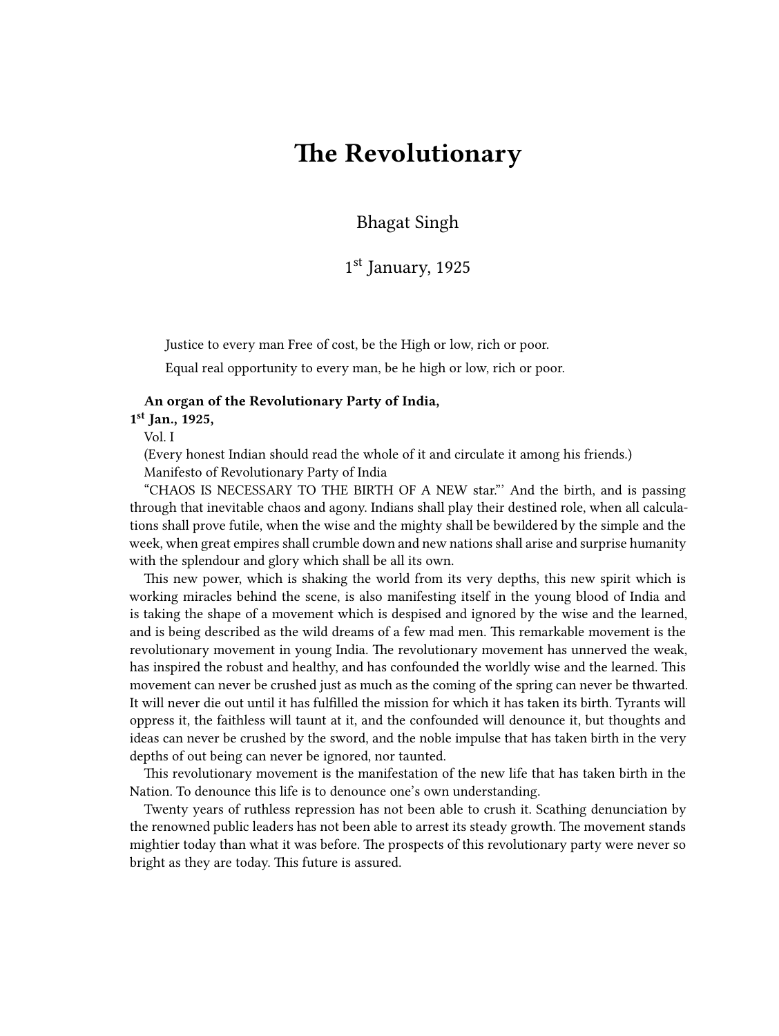# The Revolutionary

Bhagat Singh

1st January, 1925

> Justice to every man Free of cost, be the High or low, rich or poor.
>
> Equal real opportunity to every man, be he high or low, rich or poor.

**An organ of the Revolutionary Party of India,**
**1st Jan., 1925,**

Vol. I

(Every honest Indian should read the whole of it and circulate it among his friends.)

Manifesto of Revolutionary Party of India

"CHAOS IS NECESSARY TO THE BIRTH OF A NEW star."' And the birth, and is passing through that inevitable chaos and agony. Indians shall play their destined role, when all calculations shall prove futile, when the wise and the mighty shall be bewildered by the simple and the week, when great empires shall crumble down and new nations shall arise and surprise humanity with the splendour and glory which shall be all its own.

This new power, which is shaking the world from its very depths, this new spirit which is working miracles behind the scene, is also manifesting itself in the young blood of India and is taking the shape of a movement which is despised and ignored by the wise and the learned, and is being described as the wild dreams of a few mad men. This remarkable movement is the revolutionary movement in young India. The revolutionary movement has unnerved the weak, has inspired the robust and healthy, and has confounded the worldly wise and the learned. This movement can never be crushed just as much as the coming of the spring can never be thwarted. It will never die out until it has fulfilled the mission for which it has taken its birth. Tyrants will oppress it, the faithless will taunt at it, and the confounded will denounce it, but thoughts and ideas can never be crushed by the sword, and the noble impulse that has taken birth in the very depths of out being can never be ignored, nor taunted.

This revolutionary movement is the manifestation of the new life that has taken birth in the Nation. To denounce this life is to denounce one's own understanding.

Twenty years of ruthless repression has not been able to crush it. Scathing denunciation by the renowned public leaders has not been able to arrest its steady growth. The movement stands mightier today than what it was before. The prospects of this revolutionary party were never so bright as they are today. This future is assured.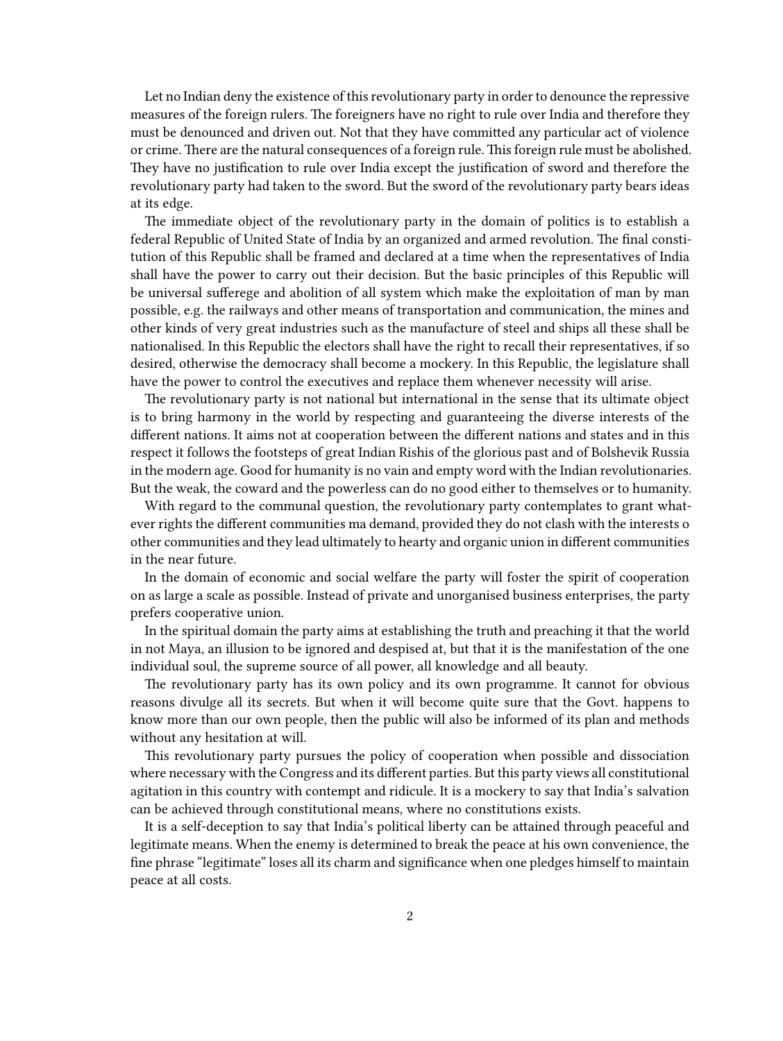Let no Indian deny the existence of this revolutionary party in order to denounce the repressive measures of the foreign rulers. The foreigners have no right to rule over India and therefore they must be denounced and driven out. Not that they have committed any particular act of violence or crime. There are the natural consequences of a foreign rule. This foreign rule must be abolished. They have no justification to rule over India except the justification of sword and therefore the revolutionary party had taken to the sword. But the sword of the revolutionary party bears ideas at its edge.

The immediate object of the revolutionary party in the domain of politics is to establish a federal Republic of United State of India by an organized and armed revolution. The final constitution of this Republic shall be framed and declared at a time when the representatives of India shall have the power to carry out their decision. But the basic principles of this Republic will be universal sufferege and abolition of all system which make the exploitation of man by man possible, e.g. the railways and other means of transportation and communication, the mines and other kinds of very great industries such as the manufacture of steel and ships all these shall be nationalised. In this Republic the electors shall have the right to recall their representatives, if so desired, otherwise the democracy shall become a mockery. In this Republic, the legislature shall have the power to control the executives and replace them whenever necessity will arise.

The revolutionary party is not national but international in the sense that its ultimate object is to bring harmony in the world by respecting and guaranteeing the diverse interests of the different nations. It aims not at cooperation between the different nations and states and in this respect it follows the footsteps of great Indian Rishis of the glorious past and of Bolshevik Russia in the modern age. Good for humanity is no vain and empty word with the Indian revolutionaries. But the weak, the coward and the powerless can do no good either to themselves or to humanity.

With regard to the communal question, the revolutionary party contemplates to grant whatever rights the different communities ma demand, provided they do not clash with the interests o other communities and they lead ultimately to hearty and organic union in different communities in the near future.

In the domain of economic and social welfare the party will foster the spirit of cooperation on as large a scale as possible. Instead of private and unorganised business enterprises, the party prefers cooperative union.

In the spiritual domain the party aims at establishing the truth and preaching it that the world in not Maya, an illusion to be ignored and despised at, but that it is the manifestation of the one individual soul, the supreme source of all power, all knowledge and all beauty.

The revolutionary party has its own policy and its own programme. It cannot for obvious reasons divulge all its secrets. But when it will become quite sure that the Govt. happens to know more than our own people, then the public will also be informed of its plan and methods without any hesitation at will.

This revolutionary party pursues the policy of cooperation when possible and dissociation where necessary with the Congress and its different parties. But this party views all constitutional agitation in this country with contempt and ridicule. It is a mockery to say that India's salvation can be achieved through constitutional means, where no constitutions exists.

It is a self-deception to say that India's political liberty can be attained through peaceful and legitimate means. When the enemy is determined to break the peace at his own convenience, the fine phrase "legitimate" loses all its charm and significance when one pledges himself to maintain peace at all costs.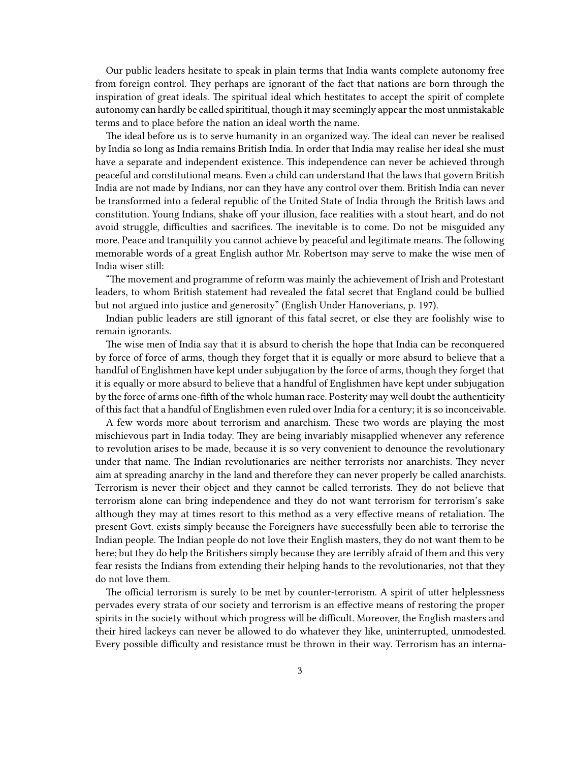Our public leaders hesitate to speak in plain terms that India wants complete autonomy free from foreign control. They perhaps are ignorant of the fact that nations are born through the inspiration of great ideals. The spiritual ideal which hestitates to accept the spirit of complete autonomy can hardly be called spirititual, though it may seemingly appear the most unmistakable terms and to place before the nation an ideal worth the name.

The ideal before us is to serve humanity in an organized way. The ideal can never be realised by India so long as India remains British India. In order that India may realise her ideal she must have a separate and independent existence. This independence can never be achieved through peaceful and constitutional means. Even a child can understand that the laws that govern British India are not made by Indians, nor can they have any control over them. British India can never be transformed into a federal republic of the United State of India through the British laws and constitution. Young Indians, shake off your illusion, face realities with a stout heart, and do not avoid struggle, difficulties and sacrifices. The inevitable is to come. Do not be misguided any more. Peace and tranquility you cannot achieve by peaceful and legitimate means. The following memorable words of a great English author Mr. Robertson may serve to make the wise men of India wiser still:

"The movement and programme of reform was mainly the achievement of Irish and Protestant leaders, to whom British statement had revealed the fatal secret that England could be bullied but not argued into justice and generosity" (English Under Hanoverians, p. 197).

Indian public leaders are still ignorant of this fatal secret, or else they are foolishly wise to remain ignorants.

The wise men of India say that it is absurd to cherish the hope that India can be reconquered by force of force of arms, though they forget that it is equally or more absurd to believe that a handful of Englishmen have kept under subjugation by the force of arms, though they forget that it is equally or more absurd to believe that a handful of Englishmen have kept under subjugation by the force of arms one-fifth of the whole human race. Posterity may well doubt the authenticity of this fact that a handful of Englishmen even ruled over India for a century; it is so inconceivable.

A few words more about terrorism and anarchism. These two words are playing the most mischievous part in India today. They are being invariably misapplied whenever any reference to revolution arises to be made, because it is so very convenient to denounce the revolutionary under that name. The Indian revolutionaries are neither terrorists nor anarchists. They never aim at spreading anarchy in the land and therefore they can never properly be called anarchists. Terrorism is never their object and they cannot be called terrorists. They do not believe that terrorism alone can bring independence and they do not want terrorism for terrorism's sake although they may at times resort to this method as a very effective means of retaliation. The present Govt. exists simply because the Foreigners have successfully been able to terrorise the Indian people. The Indian people do not love their English masters, they do not want them to be here; but they do help the Britishers simply because they are terribly afraid of them and this very fear resists the Indians from extending their helping hands to the revolutionaries, not that they do not love them.

The official terrorism is surely to be met by counter-terrorism. A spirit of utter helplessness pervades every strata of our society and terrorism is an effective means of restoring the proper spirits in the society without which progress will be difficult. Moreover, the English masters and their hired lackeys can never be allowed to do whatever they like, uninterrupted, unmodested. Every possible difficulty and resistance must be thrown in their way. Terrorism has an interna-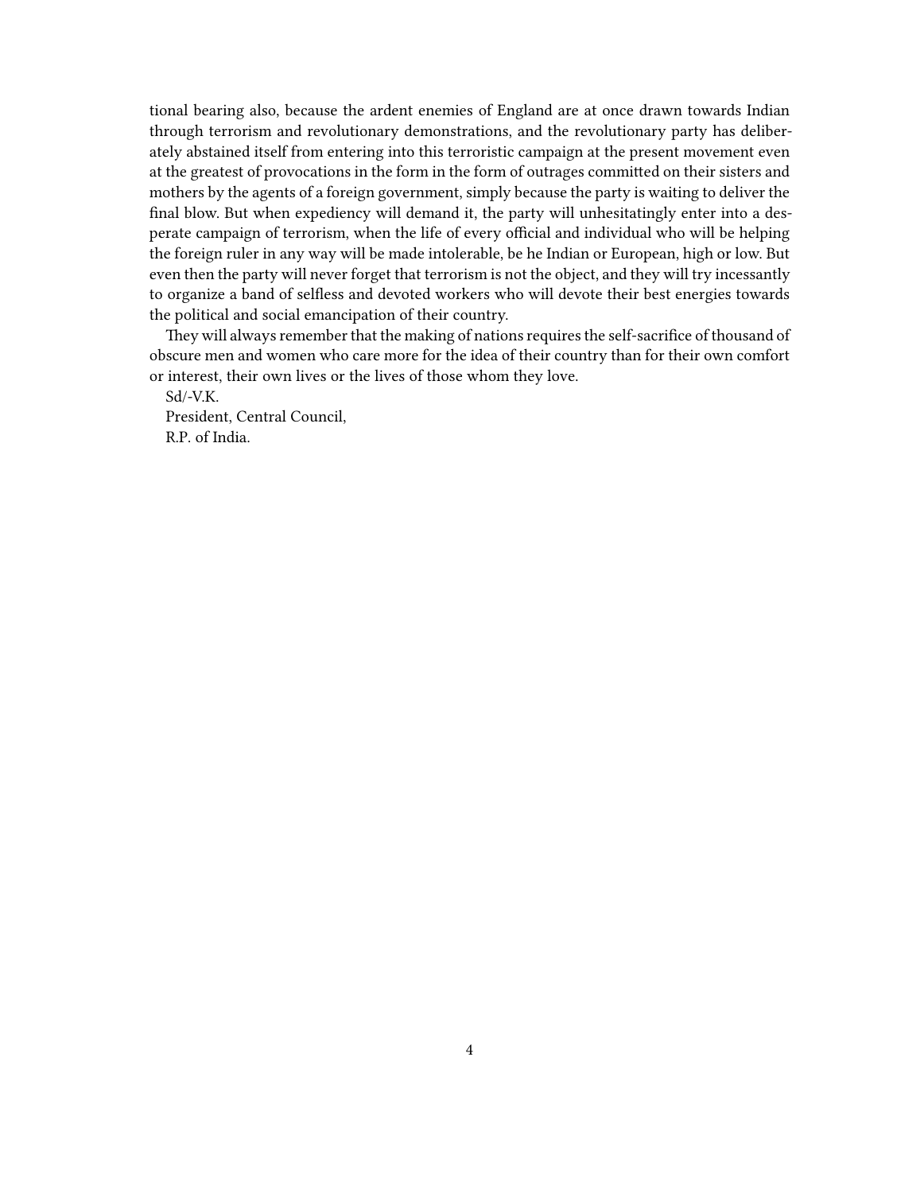tional bearing also, because the ardent enemies of England are at once drawn towards Indian through terrorism and revolutionary demonstrations, and the revolutionary party has deliberately abstained itself from entering into this terroristic campaign at the present movement even at the greatest of provocations in the form in the form of outrages committed on their sisters and mothers by the agents of a foreign government, simply because the party is waiting to deliver the final blow. But when expediency will demand it, the party will unhesitatingly enter into a desperate campaign of terrorism, when the life of every official and individual who will be helping the foreign ruler in any way will be made intolerable, be he Indian or European, high or low. But even then the party will never forget that terrorism is not the object, and they will try incessantly to organize a band of selfless and devoted workers who will devote their best energies towards the political and social emancipation of their country.

They will always remember that the making of nations requires the self-sacrifice of thousand of obscure men and women who care more for the idea of their country than for their own comfort or interest, their own lives or the lives of those whom they love.

Sd/-V.K.

President, Central Council,

R.P. of India.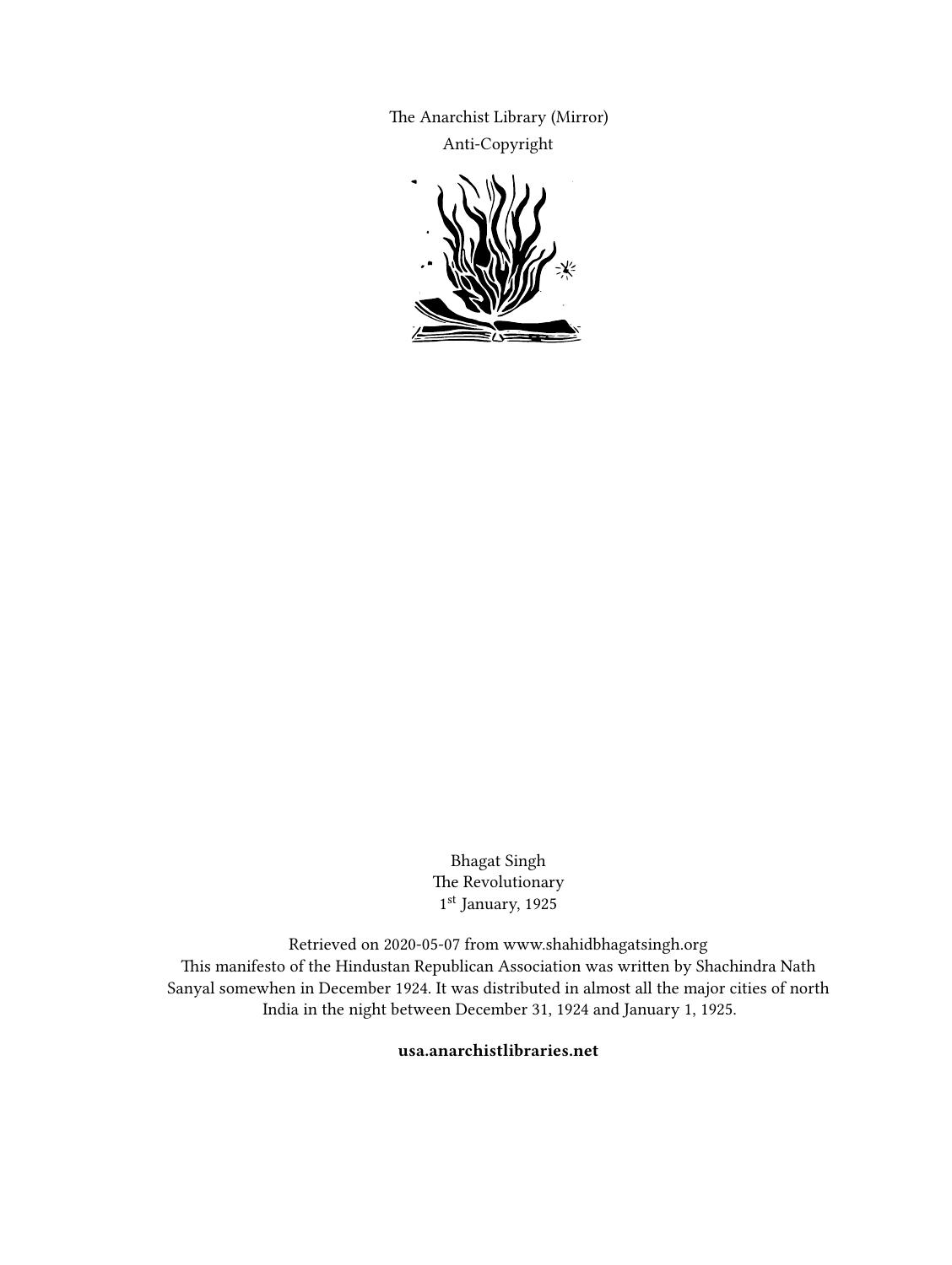The Anarchist Library (Mirror)
Anti-Copyright

Bhagat Singh
The Revolutionary
1st January, 1925

Retrieved on 2020-05-07 from www.shahidbhagatsingh.org
This manifesto of the Hindustan Republican Association was written by Shachindra Nath Sanyal somewhen in December 1924. It was distributed in almost all the major cities of north India in the night between December 31, 1924 and January 1, 1925.

**usa.anarchistlibraries.net**